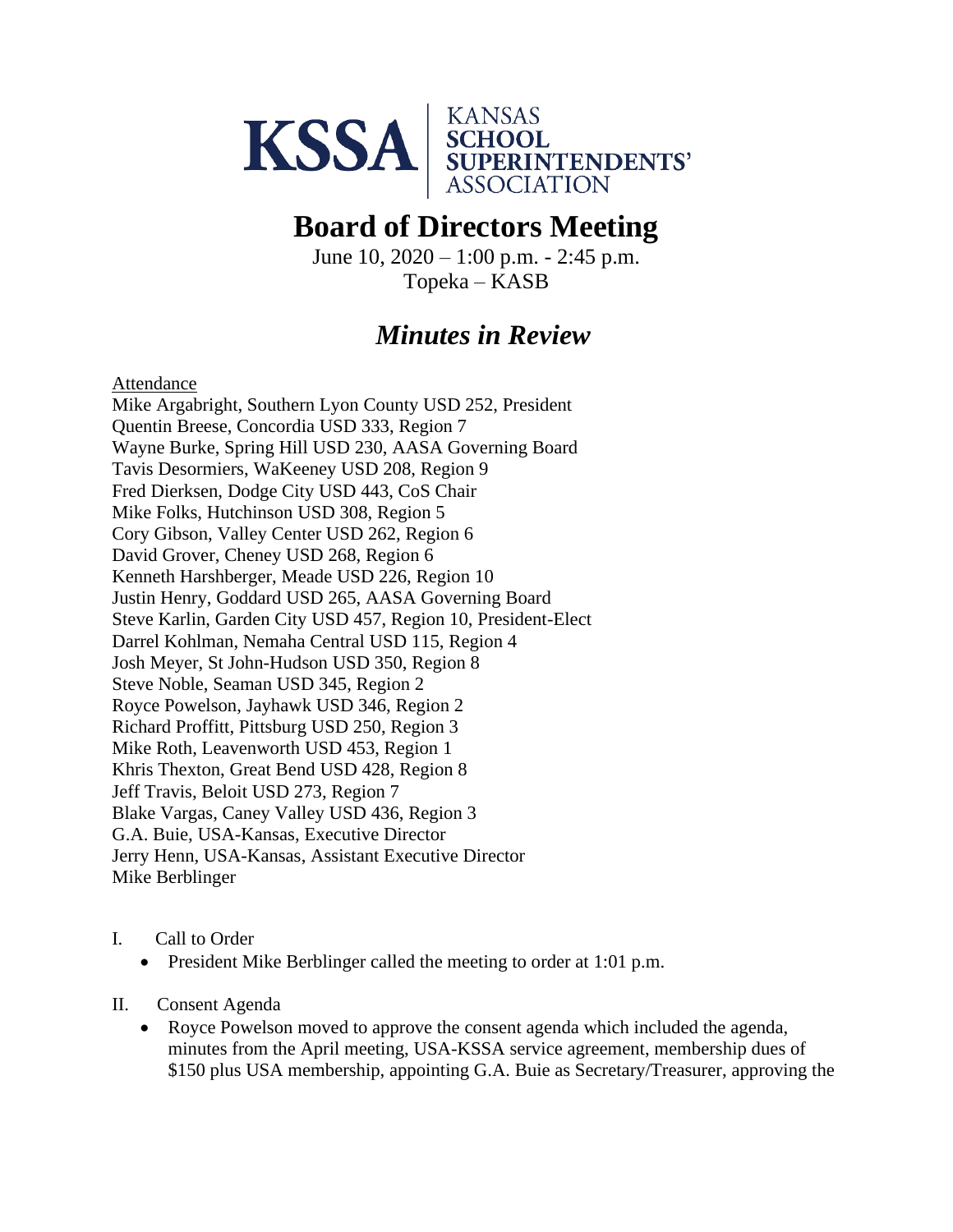KSSA | KANSAS SCHOOL SUPERINTENDENTS' ASSOCIATION

# Board of Directors Meeting

June 10, 2020 – 1:00 p.m. - 2:45 p.m.
Topeka – KASB

## *Minutes in Review*

Attendance

Mike Argabright, Southern Lyon County USD 252, President
Quentin Breese, Concordia USD 333, Region 7
Wayne Burke, Spring Hill USD 230, AASA Governing Board
Tavis Desormiers, WaKeeney USD 208, Region 9
Fred Dierksen, Dodge City USD 443, CoS Chair
Mike Folks, Hutchinson USD 308, Region 5
Cory Gibson, Valley Center USD 262, Region 6
David Grover, Cheney USD 268, Region 6
Kenneth Harshberger, Meade USD 226, Region 10
Justin Henry, Goddard USD 265, AASA Governing Board
Steve Karlin, Garden City USD 457, Region 10, President-Elect
Darrel Kohlman, Nemaha Central USD 115, Region 4
Josh Meyer, St John-Hudson USD 350, Region 8
Steve Noble, Seaman USD 345, Region 2
Royce Powelson, Jayhawk USD 346, Region 2
Richard Proffitt, Pittsburg USD 250, Region 3
Mike Roth, Leavenworth USD 453, Region 1
Khris Thexton, Great Bend USD 428, Region 8
Jeff Travis, Beloit USD 273, Region 7
Blake Vargas, Caney Valley USD 436, Region 3
G.A. Buie, USA-Kansas, Executive Director
Jerry Henn, USA-Kansas, Assistant Executive Director
Mike Berblinger

I. Call to Order
- President Mike Berblinger called the meeting to order at 1:01 p.m.

II. Consent Agenda
- Royce Powelson moved to approve the consent agenda which included the agenda, minutes from the April meeting, USA-KSSA service agreement, membership dues of $150 plus USA membership, appointing G.A. Buie as Secretary/Treasurer, approving the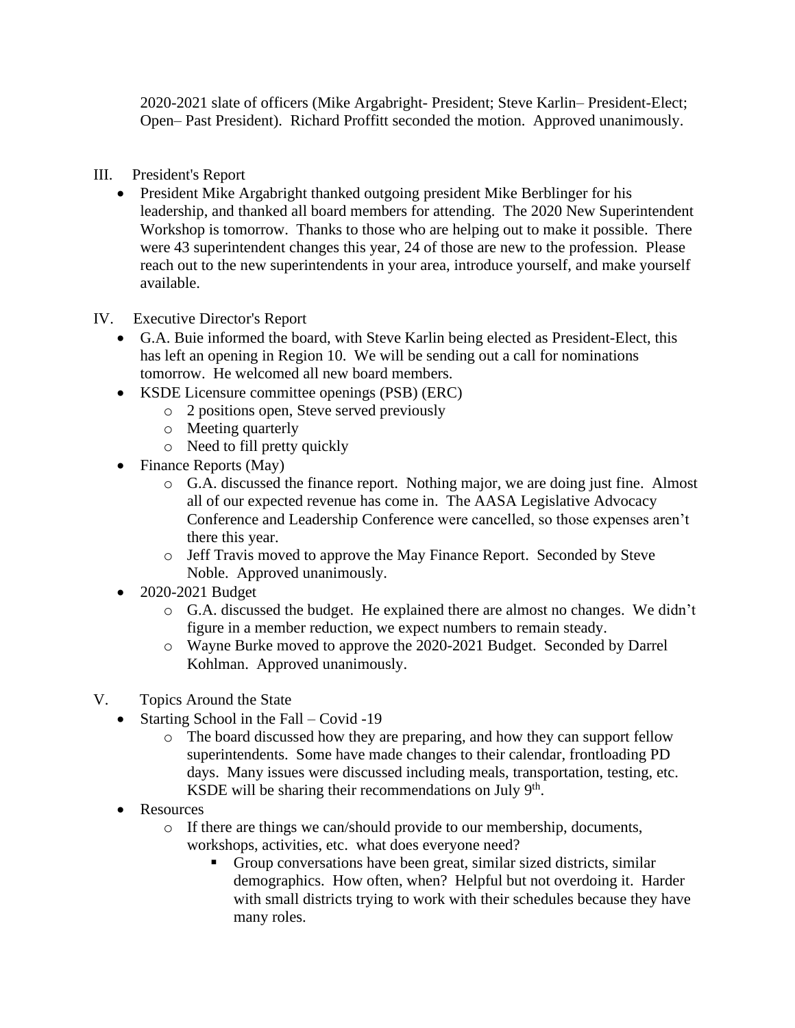2020-2021 slate of officers (Mike Argabright- President; Steve Karlin– President-Elect; Open– Past President). Richard Proffitt seconded the motion. Approved unanimously.

III. President's Report

- President Mike Argabright thanked outgoing president Mike Berblinger for his leadership, and thanked all board members for attending. The 2020 New Superintendent Workshop is tomorrow. Thanks to those who are helping out to make it possible. There were 43 superintendent changes this year, 24 of those are new to the profession. Please reach out to the new superintendents in your area, introduce yourself, and make yourself available.

IV. Executive Director's Report

- G.A. Buie informed the board, with Steve Karlin being elected as President-Elect, this has left an opening in Region 10. We will be sending out a call for nominations tomorrow. He welcomed all new board members.
- KSDE Licensure committee openings (PSB) (ERC)
  - 2 positions open, Steve served previously
  - Meeting quarterly
  - Need to fill pretty quickly
- Finance Reports (May)
  - G.A. discussed the finance report. Nothing major, we are doing just fine. Almost all of our expected revenue has come in. The AASA Legislative Advocacy Conference and Leadership Conference were cancelled, so those expenses aren't there this year.
  - Jeff Travis moved to approve the May Finance Report. Seconded by Steve Noble. Approved unanimously.
- 2020-2021 Budget
  - G.A. discussed the budget. He explained there are almost no changes. We didn't figure in a member reduction, we expect numbers to remain steady.
  - Wayne Burke moved to approve the 2020-2021 Budget. Seconded by Darrel Kohlman. Approved unanimously.

V. Topics Around the State

- Starting School in the Fall – Covid -19
  - The board discussed how they are preparing, and how they can support fellow superintendents. Some have made changes to their calendar, frontloading PD days. Many issues were discussed including meals, transportation, testing, etc. KSDE will be sharing their recommendations on July 9th.
- Resources
  - If there are things we can/should provide to our membership, documents, workshops, activities, etc. what does everyone need?
    - Group conversations have been great, similar sized districts, similar demographics. How often, when? Helpful but not overdoing it. Harder with small districts trying to work with their schedules because they have many roles.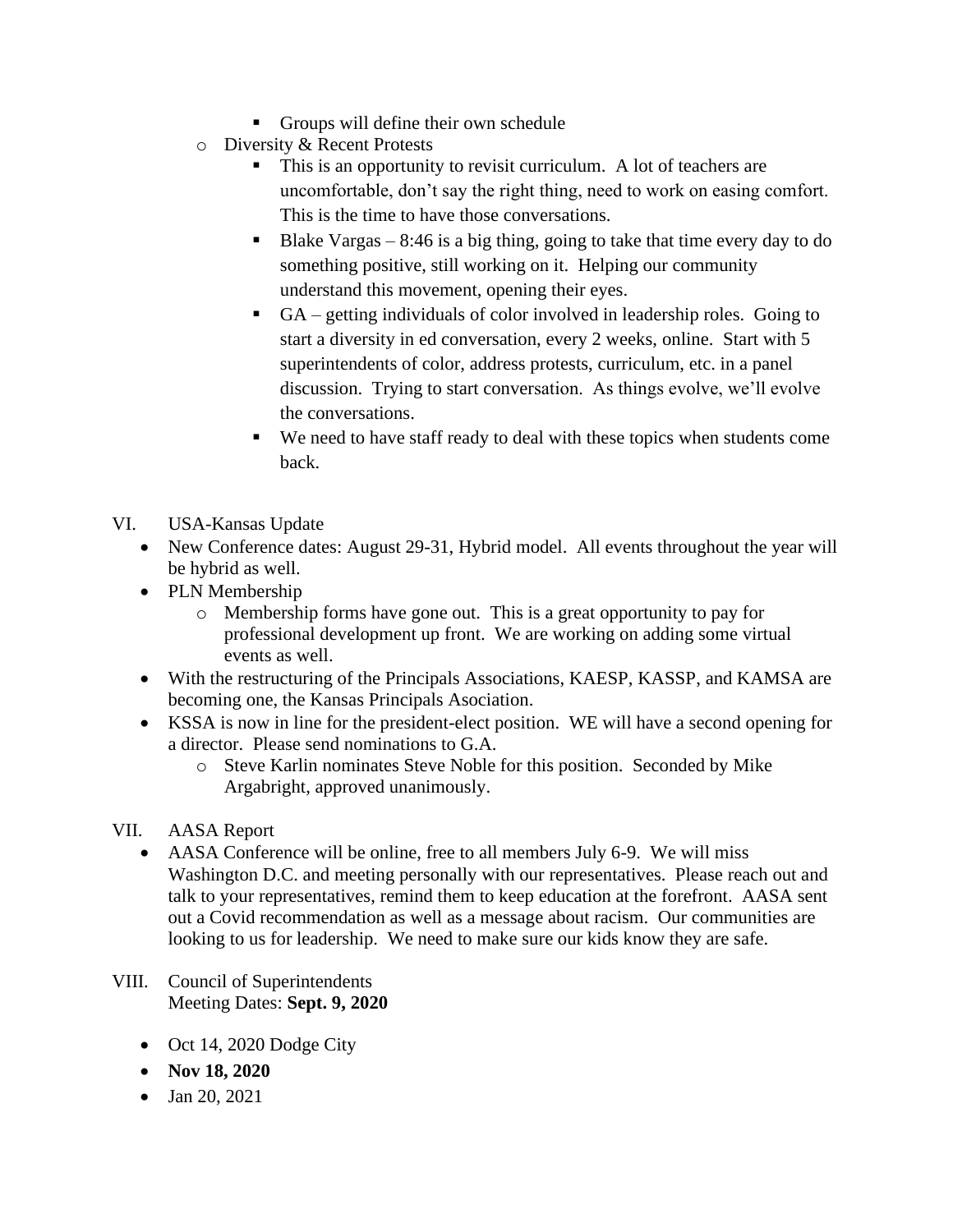- Groups will define their own schedule
    - Diversity & Recent Protests
        - This is an opportunity to revisit curriculum. A lot of teachers are uncomfortable, don't say the right thing, need to work on easing comfort. This is the time to have those conversations.
        - Blake Vargas – 8:46 is a big thing, going to take that time every day to do something positive, still working on it. Helping our community understand this movement, opening their eyes.
        - GA – getting individuals of color involved in leadership roles. Going to start a diversity in ed conversation, every 2 weeks, online. Start with 5 superintendents of color, address protests, curriculum, etc. in a panel discussion. Trying to start conversation. As things evolve, we'll evolve the conversations.
        - We need to have staff ready to deal with these topics when students come back.

VI. USA-Kansas Update

- New Conference dates: August 29-31, Hybrid model. All events throughout the year will be hybrid as well.
- PLN Membership
    - Membership forms have gone out. This is a great opportunity to pay for professional development up front. We are working on adding some virtual events as well.
- With the restructuring of the Principals Associations, KAESP, KASSP, and KAMSA are becoming one, the Kansas Principals Asociation.
- KSSA is now in line for the president-elect position. WE will have a second opening for a director. Please send nominations to G.A.
    - Steve Karlin nominates Steve Noble for this position. Seconded by Mike Argabright, approved unanimously.

VII. AASA Report

- AASA Conference will be online, free to all members July 6-9. We will miss Washington D.C. and meeting personally with our representatives. Please reach out and talk to your representatives, remind them to keep education at the forefront. AASA sent out a Covid recommendation as well as a message about racism. Our communities are looking to us for leadership. We need to make sure our kids know they are safe.

VIII. Council of Superintendents
Meeting Dates: **Sept. 9, 2020**

- Oct 14, 2020 Dodge City
- **Nov 18, 2020**
- Jan 20, 2021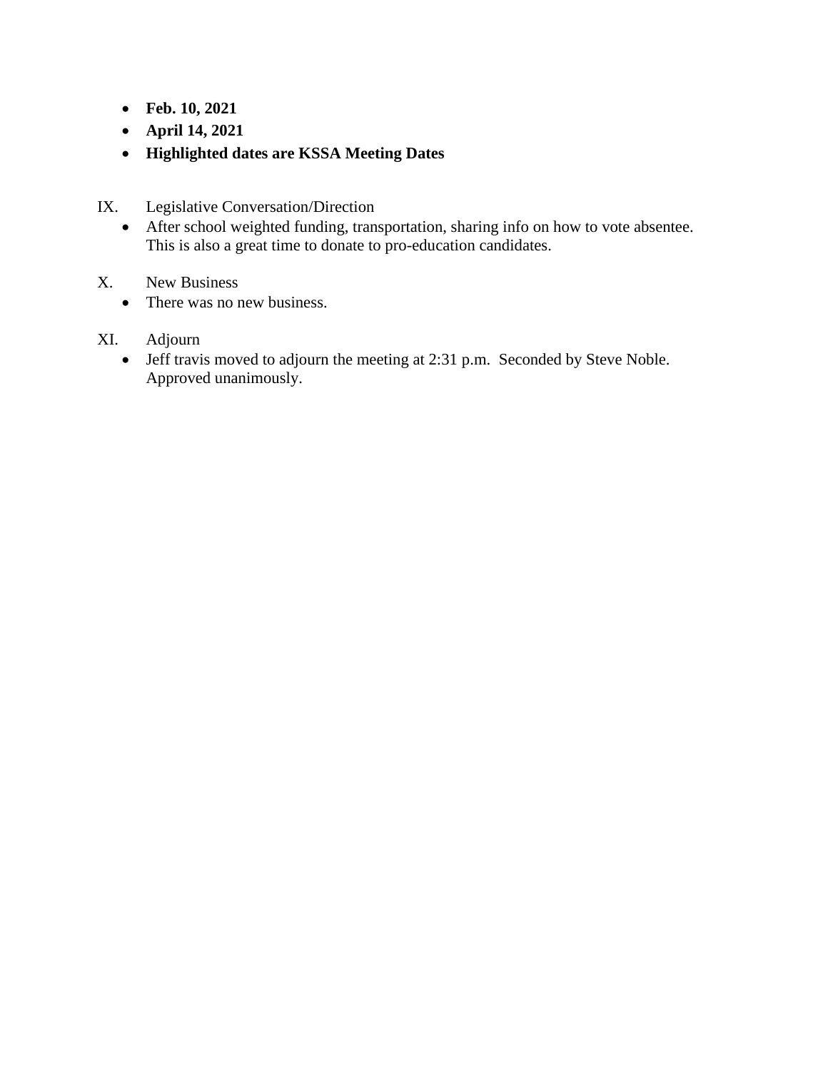- **Feb. 10, 2021**
- **April 14, 2021**
- **Highlighted dates are KSSA Meeting Dates**

IX. Legislative Conversation/Direction

- After school weighted funding, transportation, sharing info on how to vote absentee. This is also a great time to donate to pro-education candidates.

X. New Business

- There was no new business.

XI. Adjourn

- Jeff travis moved to adjourn the meeting at 2:31 p.m. Seconded by Steve Noble. Approved unanimously.